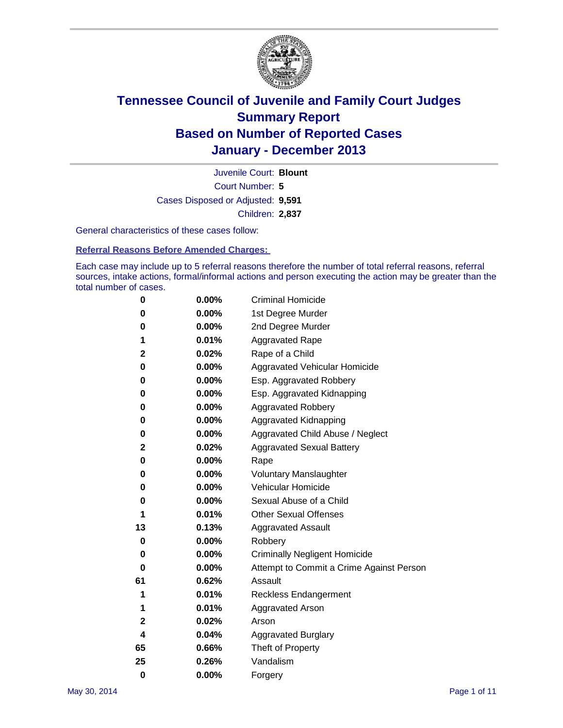# Tennessee Council of Juvenile and Family Court Judges
## Summary Report
## Based on Number of Reported Cases
## January - December 2013

Juvenile Court: **Blount**

Court Number: **5**

Cases Disposed or Adjusted: **9,591**

Children: **2,837**

General characteristics of these cases follow:

### Referral Reasons Before Amended Charges:

Each case may include up to 5 referral reasons therefore the number of total referral reasons, referral sources, intake actions, formal/informal actions and person executing the action may be greater than the total number of cases.

| Count | Percent | Referral Reason |
|---|---|---|
| 0 | 0.00% | Criminal Homicide |
| 0 | 0.00% | 1st Degree Murder |
| 0 | 0.00% | 2nd Degree Murder |
| 1 | 0.01% | Aggravated Rape |
| 2 | 0.02% | Rape of a Child |
| 0 | 0.00% | Aggravated Vehicular Homicide |
| 0 | 0.00% | Esp. Aggravated Robbery |
| 0 | 0.00% | Esp. Aggravated Kidnapping |
| 0 | 0.00% | Aggravated Robbery |
| 0 | 0.00% | Aggravated Kidnapping |
| 0 | 0.00% | Aggravated Child Abuse / Neglect |
| 2 | 0.02% | Aggravated Sexual Battery |
| 0 | 0.00% | Rape |
| 0 | 0.00% | Voluntary Manslaughter |
| 0 | 0.00% | Vehicular Homicide |
| 0 | 0.00% | Sexual Abuse of a Child |
| 1 | 0.01% | Other Sexual Offenses |
| 13 | 0.13% | Aggravated Assault |
| 0 | 0.00% | Robbery |
| 0 | 0.00% | Criminally Negligent Homicide |
| 0 | 0.00% | Attempt to Commit a Crime Against Person |
| 61 | 0.62% | Assault |
| 1 | 0.01% | Reckless Endangerment |
| 1 | 0.01% | Aggravated Arson |
| 2 | 0.02% | Arson |
| 4 | 0.04% | Aggravated Burglary |
| 65 | 0.66% | Theft of Property |
| 25 | 0.26% | Vandalism |
| 0 | 0.00% | Forgery |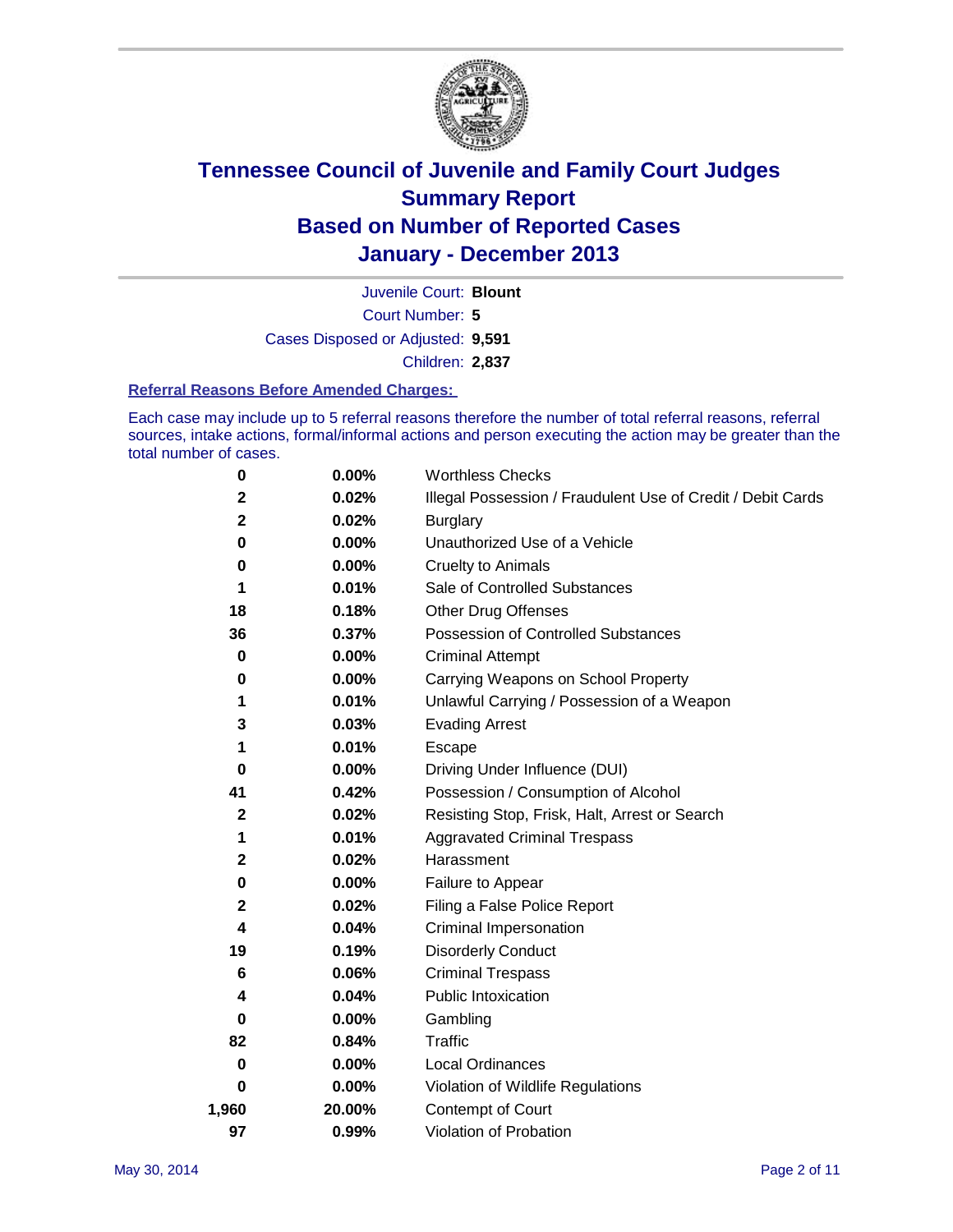# Tennessee Council of Juvenile and Family Court Judges
# Summary Report
# Based on Number of Reported Cases
# January - December 2013

Juvenile Court: **Blount**
Court Number: **5**
Cases Disposed or Adjusted: **9,591**
Children: **2,837**

### Referral Reasons Before Amended Charges:

Each case may include up to 5 referral reasons therefore the number of total referral reasons, referral sources, intake actions, formal/informal actions and person executing the action may be greater than the total number of cases.

| | | |
|---|---|---|
| 0 | 0.00% | Worthless Checks |
| 2 | 0.02% | Illegal Possession / Fraudulent Use of Credit / Debit Cards |
| 2 | 0.02% | Burglary |
| 0 | 0.00% | Unauthorized Use of a Vehicle |
| 0 | 0.00% | Cruelty to Animals |
| 1 | 0.01% | Sale of Controlled Substances |
| 18 | 0.18% | Other Drug Offenses |
| 36 | 0.37% | Possession of Controlled Substances |
| 0 | 0.00% | Criminal Attempt |
| 0 | 0.00% | Carrying Weapons on School Property |
| 1 | 0.01% | Unlawful Carrying / Possession of a Weapon |
| 3 | 0.03% | Evading Arrest |
| 1 | 0.01% | Escape |
| 0 | 0.00% | Driving Under Influence (DUI) |
| 41 | 0.42% | Possession / Consumption of Alcohol |
| 2 | 0.02% | Resisting Stop, Frisk, Halt, Arrest or Search |
| 1 | 0.01% | Aggravated Criminal Trespass |
| 2 | 0.02% | Harassment |
| 0 | 0.00% | Failure to Appear |
| 2 | 0.02% | Filing a False Police Report |
| 4 | 0.04% | Criminal Impersonation |
| 19 | 0.19% | Disorderly Conduct |
| 6 | 0.06% | Criminal Trespass |
| 4 | 0.04% | Public Intoxication |
| 0 | 0.00% | Gambling |
| 82 | 0.84% | Traffic |
| 0 | 0.00% | Local Ordinances |
| 0 | 0.00% | Violation of Wildlife Regulations |
| 1,960 | 20.00% | Contempt of Court |
| 97 | 0.99% | Violation of Probation |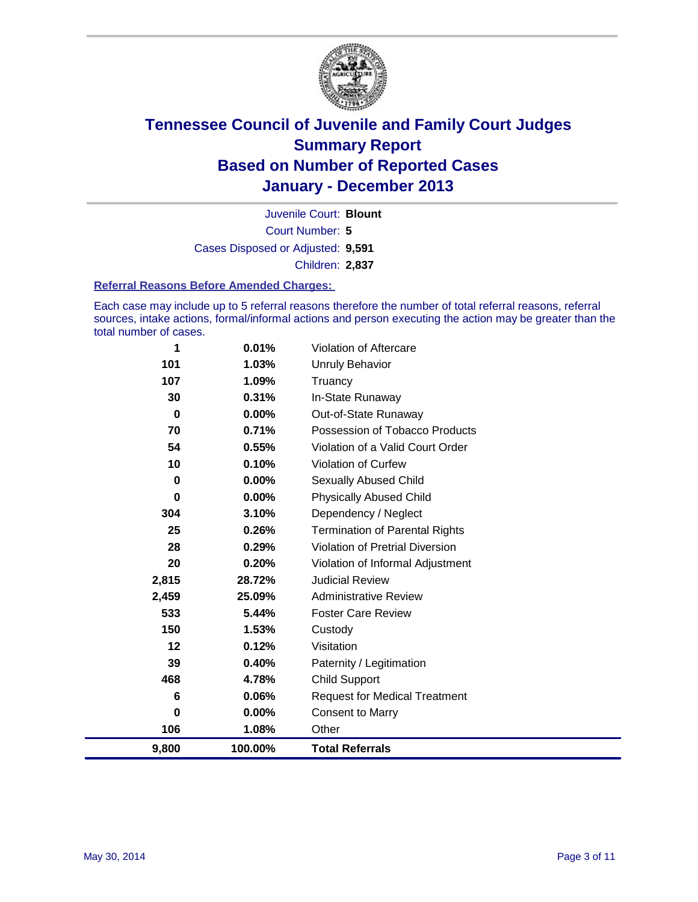# Tennessee Council of Juvenile and Family Court Judges
# Summary Report
# Based on Number of Reported Cases
# January - December 2013

Juvenile Court: **Blount**
Court Number: **5**
Cases Disposed or Adjusted: **9,591**
Children: **2,837**

### Referral Reasons Before Amended Charges:

Each case may include up to 5 referral reasons therefore the number of total referral reasons, referral sources, intake actions, formal/informal actions and person executing the action may be greater than the total number of cases.

| | | |
|---|---|---|
| 1 | 0.01% | Violation of Aftercare |
| 101 | 1.03% | Unruly Behavior |
| 107 | 1.09% | Truancy |
| 30 | 0.31% | In-State Runaway |
| 0 | 0.00% | Out-of-State Runaway |
| 70 | 0.71% | Possession of Tobacco Products |
| 54 | 0.55% | Violation of a Valid Court Order |
| 10 | 0.10% | Violation of Curfew |
| 0 | 0.00% | Sexually Abused Child |
| 0 | 0.00% | Physically Abused Child |
| 304 | 3.10% | Dependency / Neglect |
| 25 | 0.26% | Termination of Parental Rights |
| 28 | 0.29% | Violation of Pretrial Diversion |
| 20 | 0.20% | Violation of Informal Adjustment |
| 2,815 | 28.72% | Judicial Review |
| 2,459 | 25.09% | Administrative Review |
| 533 | 5.44% | Foster Care Review |
| 150 | 1.53% | Custody |
| 12 | 0.12% | Visitation |
| 39 | 0.40% | Paternity / Legitimation |
| 468 | 4.78% | Child Support |
| 6 | 0.06% | Request for Medical Treatment |
| 0 | 0.00% | Consent to Marry |
| 106 | 1.08% | Other |
| **9,800** | **100.00%** | **Total Referrals** |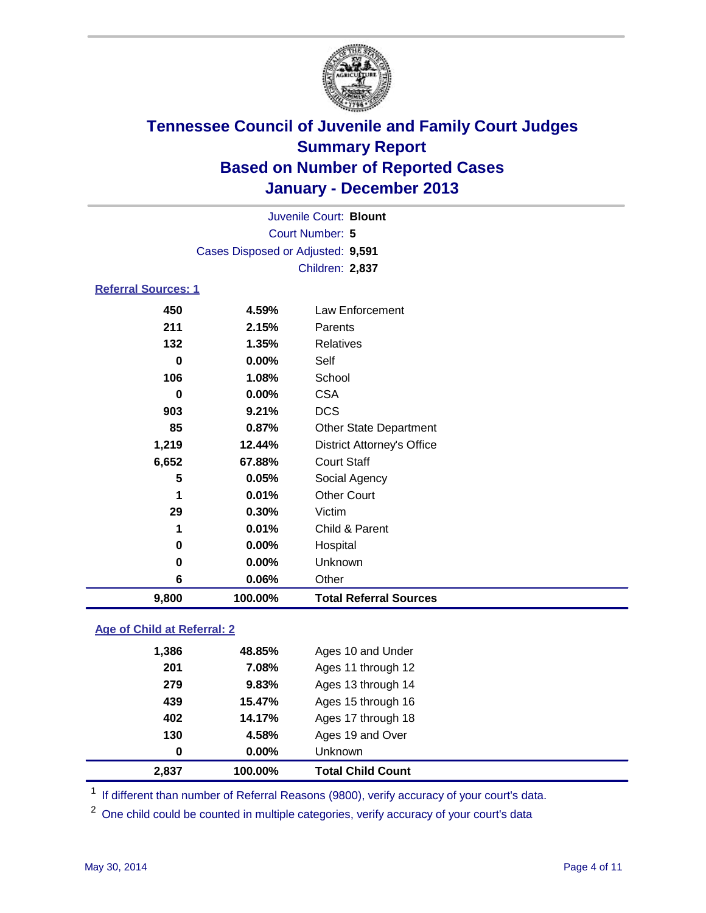# Tennessee Council of Juvenile and Family Court Judges
## Summary Report
## Based on Number of Reported Cases
## January - December 2013

Juvenile Court: **Blount**
Court Number: **5**
Cases Disposed or Adjusted: **9,591**
Children: **2,837**

### Referral Sources: 1

| | | |
|---|---|---|
| 450 | 4.59% | Law Enforcement |
| 211 | 2.15% | Parents |
| 132 | 1.35% | Relatives |
| 0 | 0.00% | Self |
| 106 | 1.08% | School |
| 0 | 0.00% | CSA |
| 903 | 9.21% | DCS |
| 85 | 0.87% | Other State Department |
| 1,219 | 12.44% | District Attorney's Office |
| 6,652 | 67.88% | Court Staff |
| 5 | 0.05% | Social Agency |
| 1 | 0.01% | Other Court |
| 29 | 0.30% | Victim |
| 1 | 0.01% | Child & Parent |
| 0 | 0.00% | Hospital |
| 0 | 0.00% | Unknown |
| 6 | 0.06% | Other |
| **9,800** | **100.00%** | **Total Referral Sources** |

### Age of Child at Referral: 2

| | | |
|---|---|---|
| 1,386 | 48.85% | Ages 10 and Under |
| 201 | 7.08% | Ages 11 through 12 |
| 279 | 9.83% | Ages 13 through 14 |
| 439 | 15.47% | Ages 15 through 16 |
| 402 | 14.17% | Ages 17 through 18 |
| 130 | 4.58% | Ages 19 and Over |
| 0 | 0.00% | Unknown |
| **2,837** | **100.00%** | **Total Child Count** |

[1] If different than number of Referral Reasons (9800), verify accuracy of your court's data.

[2] One child could be counted in multiple categories, verify accuracy of your court's data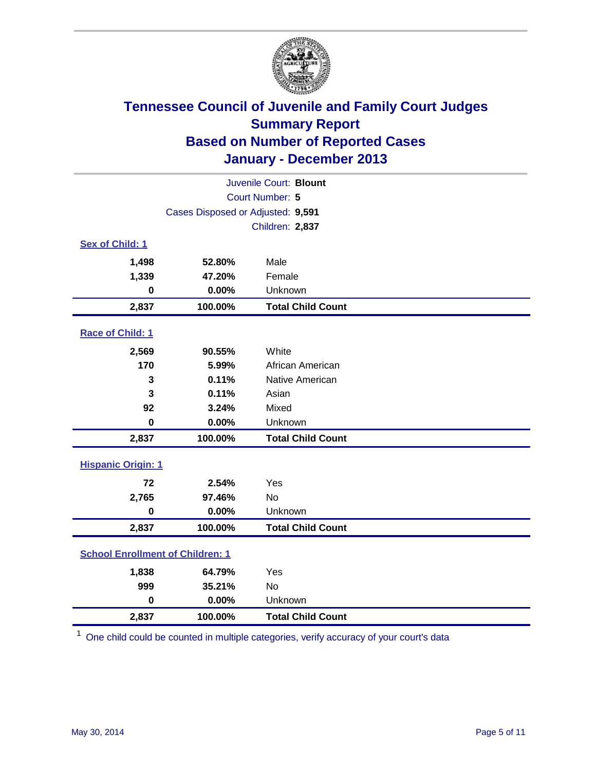# Tennessee Council of Juvenile and Family Court Judges
## Summary Report
## Based on Number of Reported Cases
## January - December 2013

Juvenile Court: **Blount**
Court Number: **5**
Cases Disposed or Adjusted: **9,591**
Children: **2,837**

### Sex of Child: 1

| | | |
|---|---|---|
| **1,498** | **52.80%** | Male |
| **1,339** | **47.20%** | Female |
| **0** | **0.00%** | Unknown |
| **2,837** | **100.00%** | **Total Child Count** |

### Race of Child: 1

| | | |
|---|---|---|
| **2,569** | **90.55%** | White |
| **170** | **5.99%** | African American |
| **3** | **0.11%** | Native American |
| **3** | **0.11%** | Asian |
| **92** | **3.24%** | Mixed |
| **0** | **0.00%** | Unknown |
| **2,837** | **100.00%** | **Total Child Count** |

### Hispanic Origin: 1

| | | |
|---|---|---|
| **72** | **2.54%** | Yes |
| **2,765** | **97.46%** | No |
| **0** | **0.00%** | Unknown |
| **2,837** | **100.00%** | **Total Child Count** |

### School Enrollment of Children: 1

| | | |
|---|---|---|
| **1,838** | **64.79%** | Yes |
| **999** | **35.21%** | No |
| **0** | **0.00%** | Unknown |
| **2,837** | **100.00%** | **Total Child Count** |

[1] One child could be counted in multiple categories, verify accuracy of your court's data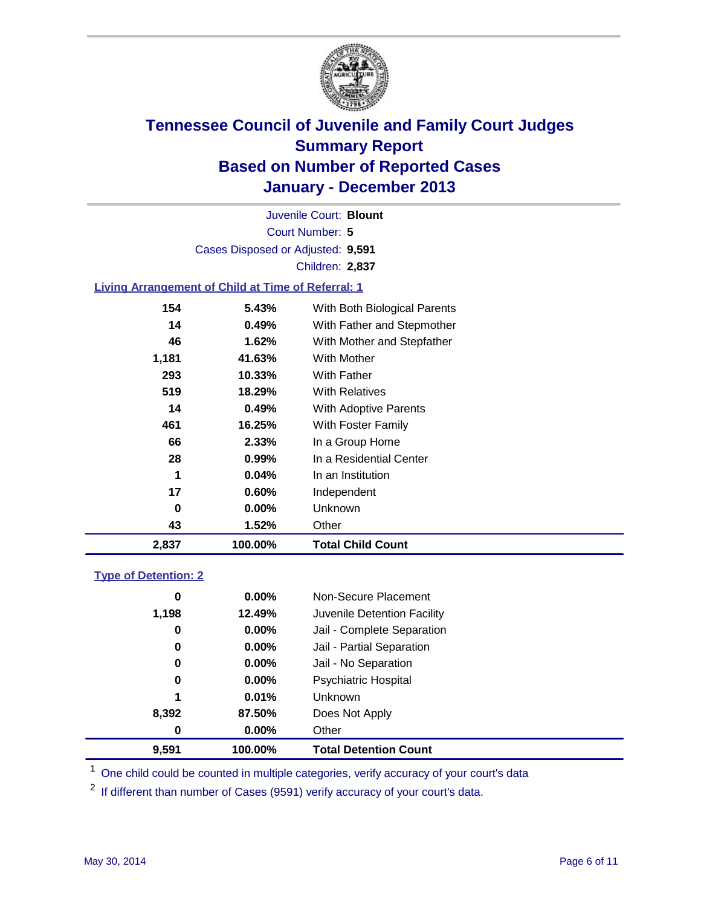# Tennessee Council of Juvenile and Family Court Judges
## Summary Report
## Based on Number of Reported Cases
## January - December 2013

Juvenile Court: **Blount**
Court Number: **5**
Cases Disposed or Adjusted: **9,591**
Children: **2,837**

### Living Arrangement of Child at Time of Referral: 1

| Count | Percent | Living Arrangement |
|---|---|---|
| 154 | 5.43% | With Both Biological Parents |
| 14 | 0.49% | With Father and Stepmother |
| 46 | 1.62% | With Mother and Stepfather |
| 1,181 | 41.63% | With Mother |
| 293 | 10.33% | With Father |
| 519 | 18.29% | With Relatives |
| 14 | 0.49% | With Adoptive Parents |
| 461 | 16.25% | With Foster Family |
| 66 | 2.33% | In a Group Home |
| 28 | 0.99% | In a Residential Center |
| 1 | 0.04% | In an Institution |
| 17 | 0.60% | Independent |
| 0 | 0.00% | Unknown |
| 43 | 1.52% | Other |
| **2,837** | **100.00%** | **Total Child Count** |

### Type of Detention: 2

| Count | Percent | Type of Detention |
|---|---|---|
| 0 | 0.00% | Non-Secure Placement |
| 1,198 | 12.49% | Juvenile Detention Facility |
| 0 | 0.00% | Jail - Complete Separation |
| 0 | 0.00% | Jail - Partial Separation |
| 0 | 0.00% | Jail - No Separation |
| 0 | 0.00% | Psychiatric Hospital |
| 1 | 0.01% | Unknown |
| 8,392 | 87.50% | Does Not Apply |
| 0 | 0.00% | Other |
| **9,591** | **100.00%** | **Total Detention Count** |

[1] One child could be counted in multiple categories, verify accuracy of your court's data

[2] If different than number of Cases (9591) verify accuracy of your court's data.

May 30, 2014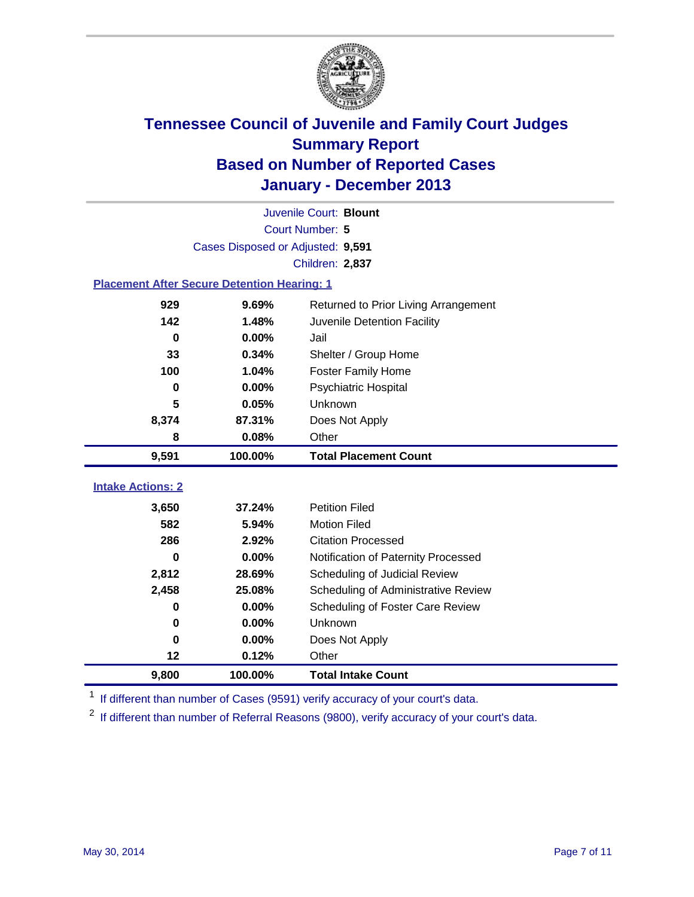# Tennessee Council of Juvenile and Family Court Judges
## Summary Report
## Based on Number of Reported Cases
## January - December 2013

Juvenile Court: **Blount**
Court Number: **5**
Cases Disposed or Adjusted: **9,591**
Children: **2,837**

### Placement After Secure Detention Hearing: 1

| Count | Percent | Placement |
|---|---|---|
| 929 | 9.69% | Returned to Prior Living Arrangement |
| 142 | 1.48% | Juvenile Detention Facility |
| 0 | 0.00% | Jail |
| 33 | 0.34% | Shelter / Group Home |
| 100 | 1.04% | Foster Family Home |
| 0 | 0.00% | Psychiatric Hospital |
| 5 | 0.05% | Unknown |
| 8,374 | 87.31% | Does Not Apply |
| 8 | 0.08% | Other |
| **9,591** | **100.00%** | **Total Placement Count** |

### Intake Actions: 2

| Count | Percent | Intake Action |
|---|---|---|
| 3,650 | 37.24% | Petition Filed |
| 582 | 5.94% | Motion Filed |
| 286 | 2.92% | Citation Processed |
| 0 | 0.00% | Notification of Paternity Processed |
| 2,812 | 28.69% | Scheduling of Judicial Review |
| 2,458 | 25.08% | Scheduling of Administrative Review |
| 0 | 0.00% | Scheduling of Foster Care Review |
| 0 | 0.00% | Unknown |
| 0 | 0.00% | Does Not Apply |
| 12 | 0.12% | Other |
| **9,800** | **100.00%** | **Total Intake Count** |

[1] If different than number of Cases (9591) verify accuracy of your court's data.

[2] If different than number of Referral Reasons (9800), verify accuracy of your court's data.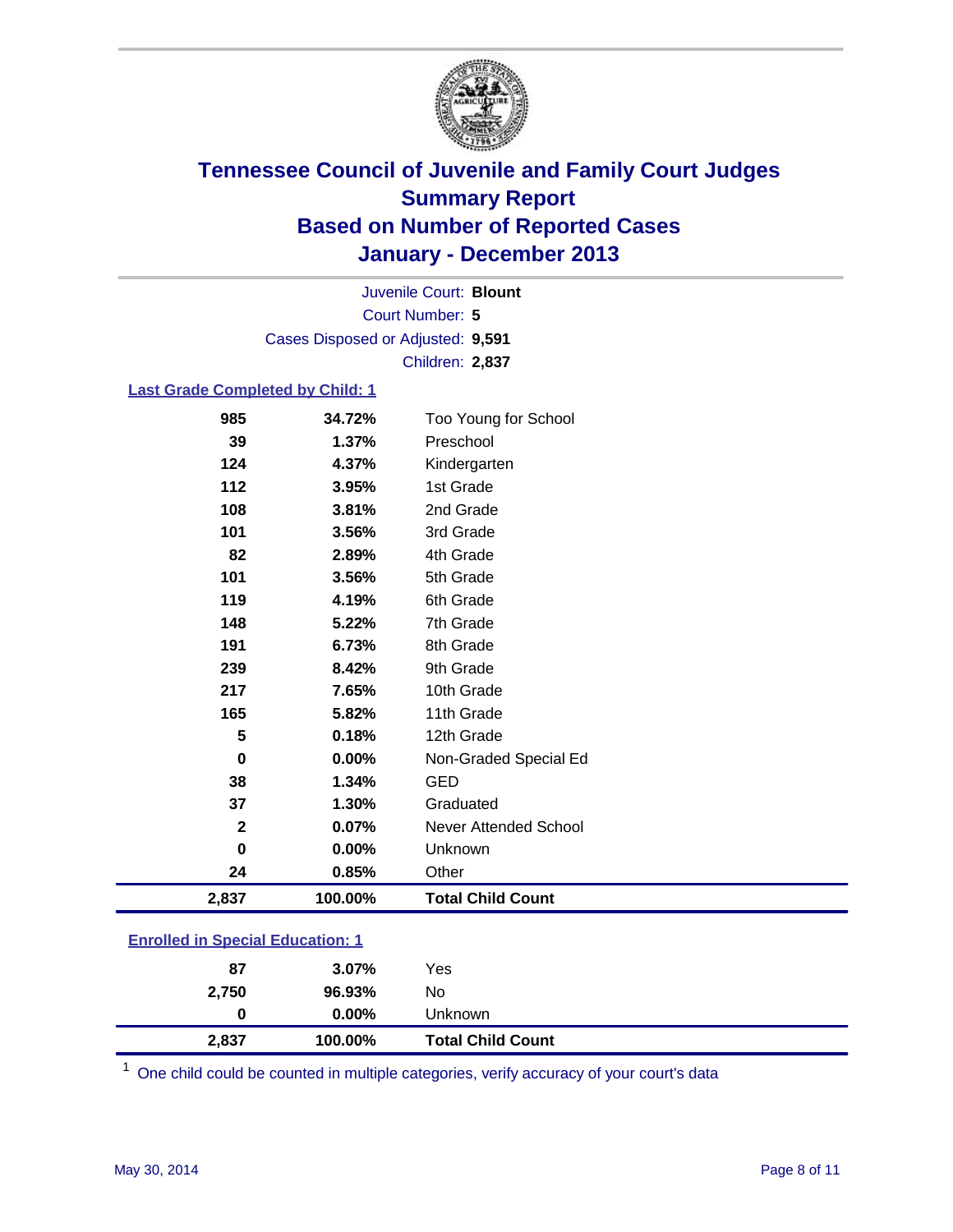# Tennessee Council of Juvenile and Family Court Judges
## Summary Report
## Based on Number of Reported Cases
## January - December 2013

Juvenile Court: **Blount**
Court Number: **5**
Cases Disposed or Adjusted: **9,591**
Children: **2,837**

### Last Grade Completed by Child: 1

| | | |
|---|---|---|
| 985 | 34.72% | Too Young for School |
| 39 | 1.37% | Preschool |
| 124 | 4.37% | Kindergarten |
| 112 | 3.95% | 1st Grade |
| 108 | 3.81% | 2nd Grade |
| 101 | 3.56% | 3rd Grade |
| 82 | 2.89% | 4th Grade |
| 101 | 3.56% | 5th Grade |
| 119 | 4.19% | 6th Grade |
| 148 | 5.22% | 7th Grade |
| 191 | 6.73% | 8th Grade |
| 239 | 8.42% | 9th Grade |
| 217 | 7.65% | 10th Grade |
| 165 | 5.82% | 11th Grade |
| 5 | 0.18% | 12th Grade |
| 0 | 0.00% | Non-Graded Special Ed |
| 38 | 1.34% | GED |
| 37 | 1.30% | Graduated |
| 2 | 0.07% | Never Attended School |
| 0 | 0.00% | Unknown |
| 24 | 0.85% | Other |
| **2,837** | **100.00%** | **Total Child Count** |

### Enrolled in Special Education: 1

| | | |
|---|---|---|
| 87 | 3.07% | Yes |
| 2,750 | 96.93% | No |
| 0 | 0.00% | Unknown |
| **2,837** | **100.00%** | **Total Child Count** |

[1] One child could be counted in multiple categories, verify accuracy of your court's data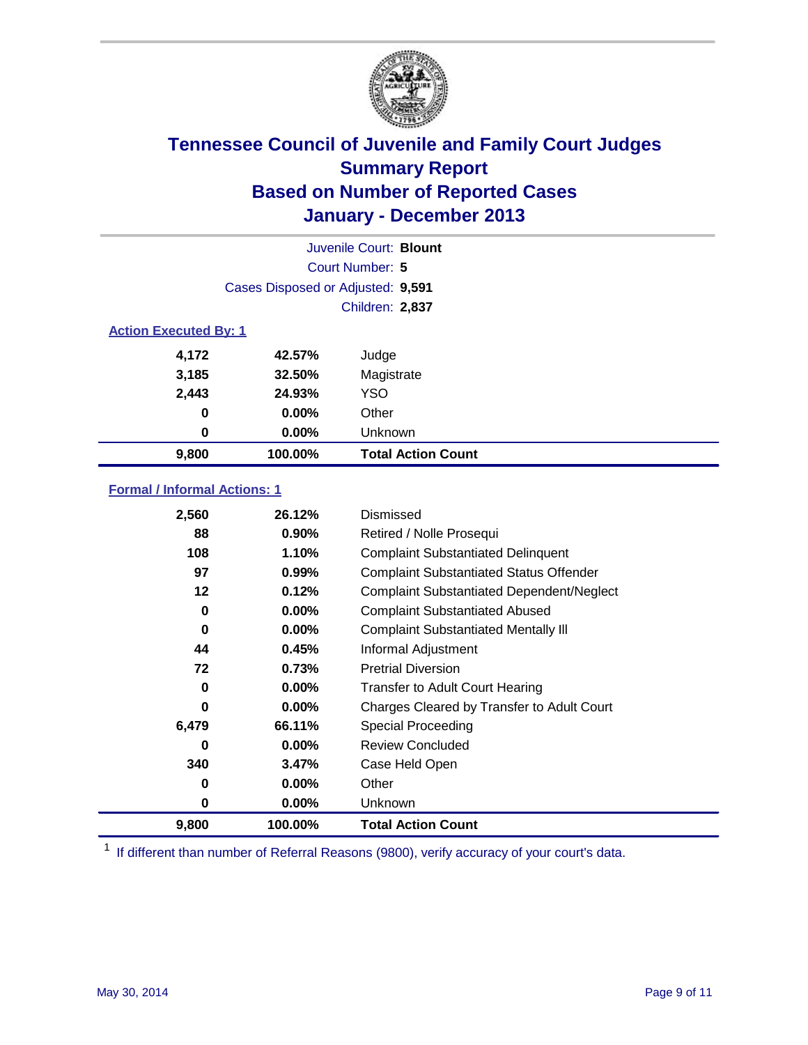# Tennessee Council of Juvenile and Family Court Judges
## Summary Report
## Based on Number of Reported Cases
## January - December 2013

Juvenile Court: **Blount**
Court Number: **5**
Cases Disposed or Adjusted: **9,591**
Children: **2,837**

### Action Executed By: 1

| Count | Percent | Action |
|---|---|---|
| 4,172 | 42.57% | Judge |
| 3,185 | 32.50% | Magistrate |
| 2,443 | 24.93% | YSO |
| 0 | 0.00% | Other |
| 0 | 0.00% | Unknown |
| **9,800** | **100.00%** | **Total Action Count** |

### Formal / Informal Actions: 1

| Count | Percent | Action |
|---|---|---|
| 2,560 | 26.12% | Dismissed |
| 88 | 0.90% | Retired / Nolle Prosequi |
| 108 | 1.10% | Complaint Substantiated Delinquent |
| 97 | 0.99% | Complaint Substantiated Status Offender |
| 12 | 0.12% | Complaint Substantiated Dependent/Neglect |
| 0 | 0.00% | Complaint Substantiated Abused |
| 0 | 0.00% | Complaint Substantiated Mentally Ill |
| 44 | 0.45% | Informal Adjustment |
| 72 | 0.73% | Pretrial Diversion |
| 0 | 0.00% | Transfer to Adult Court Hearing |
| 0 | 0.00% | Charges Cleared by Transfer to Adult Court |
| 6,479 | 66.11% | Special Proceeding |
| 0 | 0.00% | Review Concluded |
| 340 | 3.47% | Case Held Open |
| 0 | 0.00% | Other |
| 0 | 0.00% | Unknown |
| **9,800** | **100.00%** | **Total Action Count** |

[1] If different than number of Referral Reasons (9800), verify accuracy of your court's data.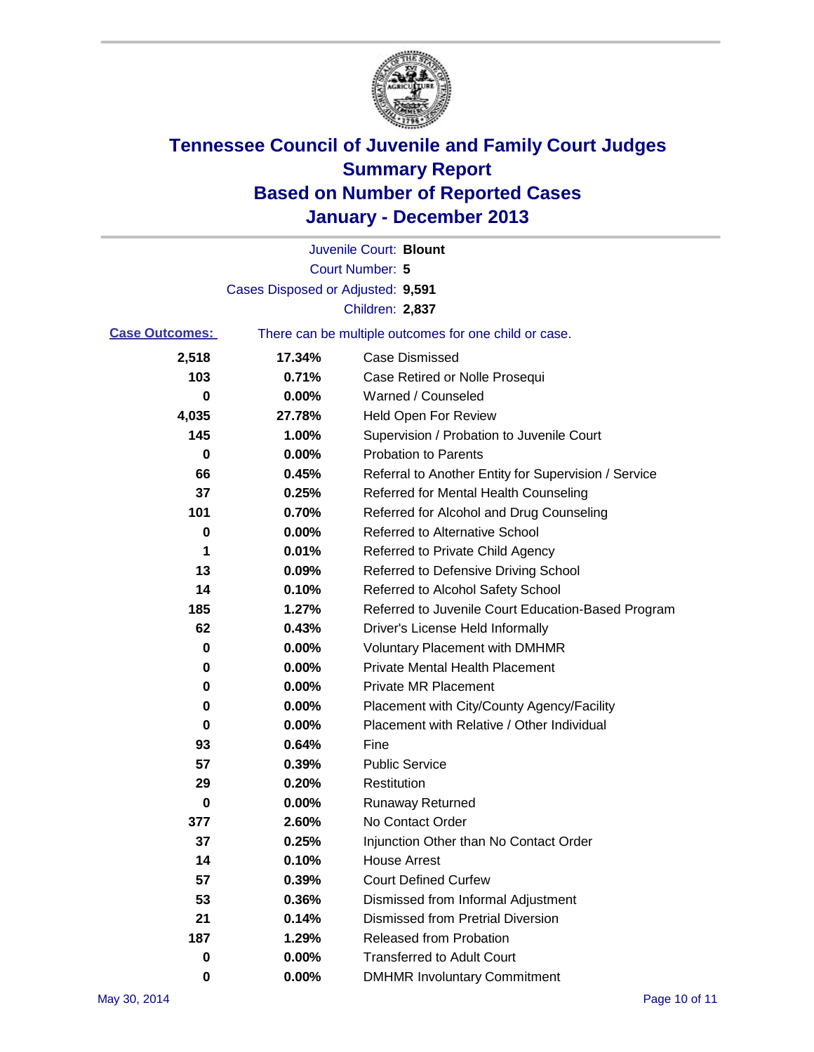# Tennessee Council of Juvenile and Family Court Judges
## Summary Report
## Based on Number of Reported Cases
## January - December 2013

Juvenile Court: **Blount**
Court Number: **5**
Cases Disposed or Adjusted: **9,591**
Children: **2,837**

**Case Outcomes:** There can be multiple outcomes for one child or case.

| Count | Percent | Outcome |
|---|---|---|
| 2,518 | 17.34% | Case Dismissed |
| 103 | 0.71% | Case Retired or Nolle Prosequi |
| 0 | 0.00% | Warned / Counseled |
| 4,035 | 27.78% | Held Open For Review |
| 145 | 1.00% | Supervision / Probation to Juvenile Court |
| 0 | 0.00% | Probation to Parents |
| 66 | 0.45% | Referral to Another Entity for Supervision / Service |
| 37 | 0.25% | Referred for Mental Health Counseling |
| 101 | 0.70% | Referred for Alcohol and Drug Counseling |
| 0 | 0.00% | Referred to Alternative School |
| 1 | 0.01% | Referred to Private Child Agency |
| 13 | 0.09% | Referred to Defensive Driving School |
| 14 | 0.10% | Referred to Alcohol Safety School |
| 185 | 1.27% | Referred to Juvenile Court Education-Based Program |
| 62 | 0.43% | Driver's License Held Informally |
| 0 | 0.00% | Voluntary Placement with DMHMR |
| 0 | 0.00% | Private Mental Health Placement |
| 0 | 0.00% | Private MR Placement |
| 0 | 0.00% | Placement with City/County Agency/Facility |
| 0 | 0.00% | Placement with Relative / Other Individual |
| 93 | 0.64% | Fine |
| 57 | 0.39% | Public Service |
| 29 | 0.20% | Restitution |
| 0 | 0.00% | Runaway Returned |
| 377 | 2.60% | No Contact Order |
| 37 | 0.25% | Injunction Other than No Contact Order |
| 14 | 0.10% | House Arrest |
| 57 | 0.39% | Court Defined Curfew |
| 53 | 0.36% | Dismissed from Informal Adjustment |
| 21 | 0.14% | Dismissed from Pretrial Diversion |
| 187 | 1.29% | Released from Probation |
| 0 | 0.00% | Transferred to Adult Court |
| 0 | 0.00% | DMHMR Involuntary Commitment |

May 30, 2014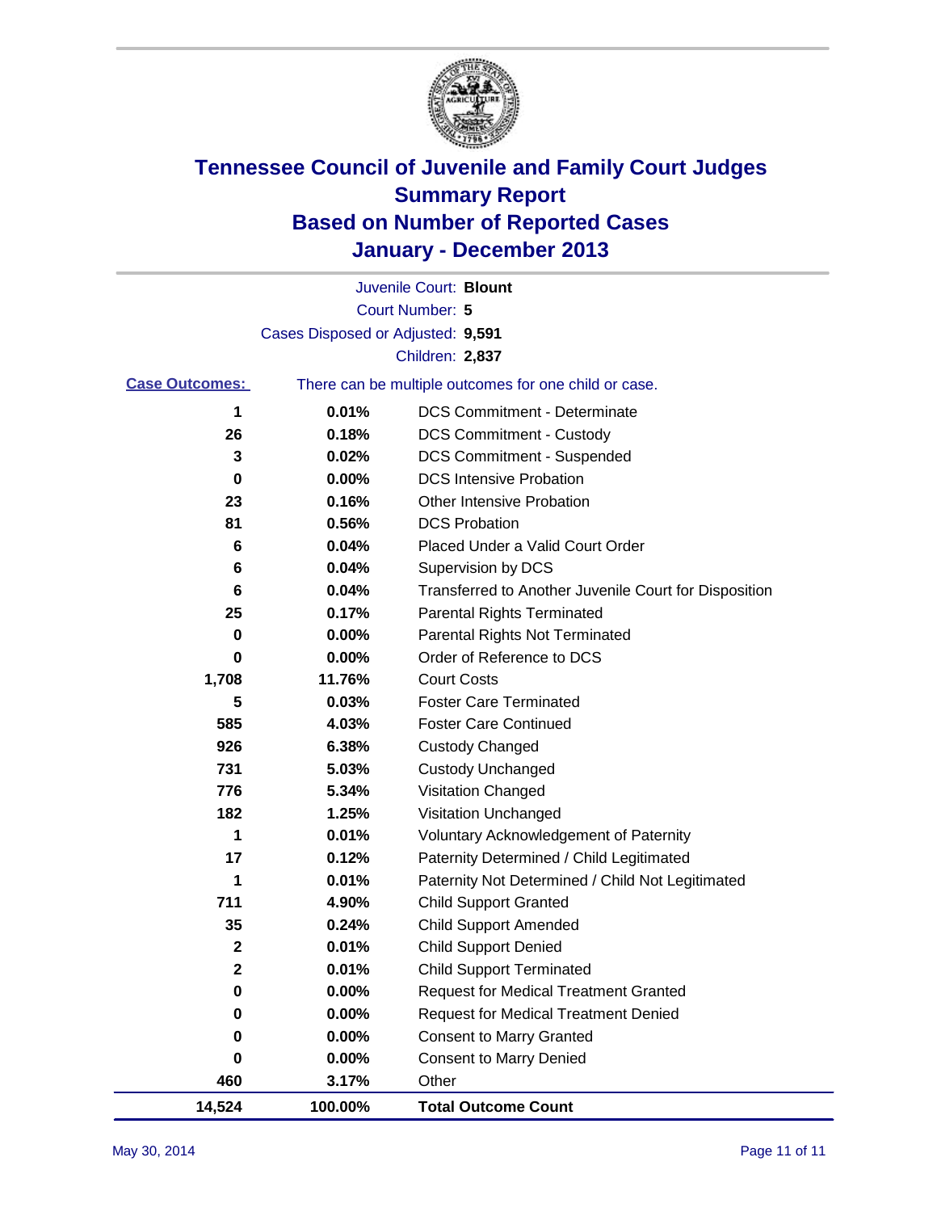# Tennessee Council of Juvenile and Family Court Judges
## Summary Report
## Based on Number of Reported Cases
## January - December 2013

Juvenile Court: **Blount**
Court Number: **5**
Cases Disposed or Adjusted: **9,591**
Children: **2,837**

**Case Outcomes:** There can be multiple outcomes for one child or case.

| | | |
|---|---|---|
| 1 | 0.01% | DCS Commitment - Determinate |
| 26 | 0.18% | DCS Commitment - Custody |
| 3 | 0.02% | DCS Commitment - Suspended |
| 0 | 0.00% | DCS Intensive Probation |
| 23 | 0.16% | Other Intensive Probation |
| 81 | 0.56% | DCS Probation |
| 6 | 0.04% | Placed Under a Valid Court Order |
| 6 | 0.04% | Supervision by DCS |
| 6 | 0.04% | Transferred to Another Juvenile Court for Disposition |
| 25 | 0.17% | Parental Rights Terminated |
| 0 | 0.00% | Parental Rights Not Terminated |
| 0 | 0.00% | Order of Reference to DCS |
| 1,708 | 11.76% | Court Costs |
| 5 | 0.03% | Foster Care Terminated |
| 585 | 4.03% | Foster Care Continued |
| 926 | 6.38% | Custody Changed |
| 731 | 5.03% | Custody Unchanged |
| 776 | 5.34% | Visitation Changed |
| 182 | 1.25% | Visitation Unchanged |
| 1 | 0.01% | Voluntary Acknowledgement of Paternity |
| 17 | 0.12% | Paternity Determined / Child Legitimated |
| 1 | 0.01% | Paternity Not Determined / Child Not Legitimated |
| 711 | 4.90% | Child Support Granted |
| 35 | 0.24% | Child Support Amended |
| 2 | 0.01% | Child Support Denied |
| 2 | 0.01% | Child Support Terminated |
| 0 | 0.00% | Request for Medical Treatment Granted |
| 0 | 0.00% | Request for Medical Treatment Denied |
| 0 | 0.00% | Consent to Marry Granted |
| 0 | 0.00% | Consent to Marry Denied |
| 460 | 3.17% | Other |
| **14,524** | **100.00%** | **Total Outcome Count** |

May 30, 2014